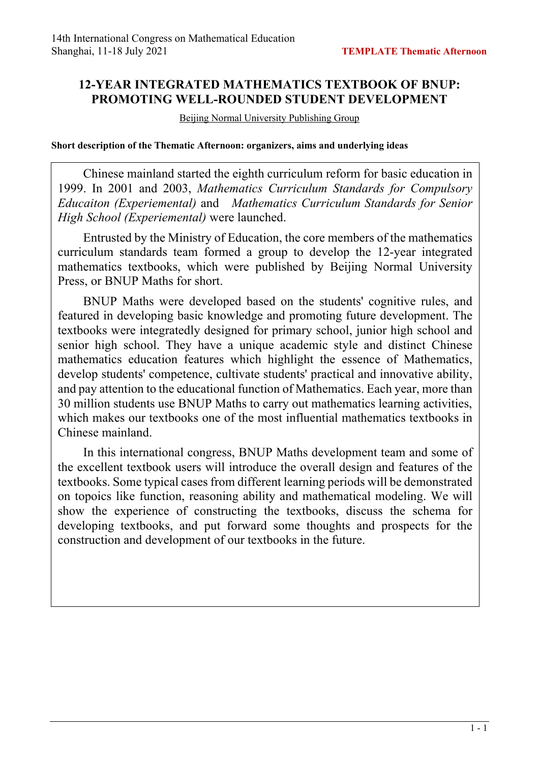# 12-YEAR INTEGRATED MATHEMATICS TEXTBOOK OF BNUP: PROMOTING WELL-ROUNDED STUDENT DEVELOPMENT

Beijing Normal University Publishing Group

**Short description of the Thematic Afternoon: organizers, aims and underlying ideas**

Chinese mainland started the eighth curriculum reform for basic education in 1999. In 2001 and 2003, *Mathematics Curriculum Standards for Compulsory Educaiton (Experiemental)* and *Mathematics Curriculum Standards for Senior High School (Experiemental)* were launched.

Entrusted by the Ministry of Education, the core members of the mathematics curriculum standards team formed a group to develop the 12-year integrated mathematics textbooks, which were published by Beijing Normal University Press, or BNUP Maths for short.

BNUP Maths were developed based on the students' cognitive rules, and featured in developing basic knowledge and promoting future development. The textbooks were integratedly designed for primary school, junior high school and senior high school. They have a unique academic style and distinct Chinese mathematics education features which highlight the essence of Mathematics, develop students' competence, cultivate students' practical and innovative ability, and pay attention to the educational function of Mathematics. Each year, more than 30 million students use BNUP Maths to carry out mathematics learning activities, which makes our textbooks one of the most influential mathematics textbooks in Chinese mainland.

In this international congress, BNUP Maths development team and some of the excellent textbook users will introduce the overall design and features of the textbooks. Some typical cases from different learning periods will be demonstrated on topoics like function, reasoning ability and mathematical modeling. We will show the experience of constructing the textbooks, discuss the schema for developing textbooks, and put forward some thoughts and prospects for the construction and development of our textbooks in the future.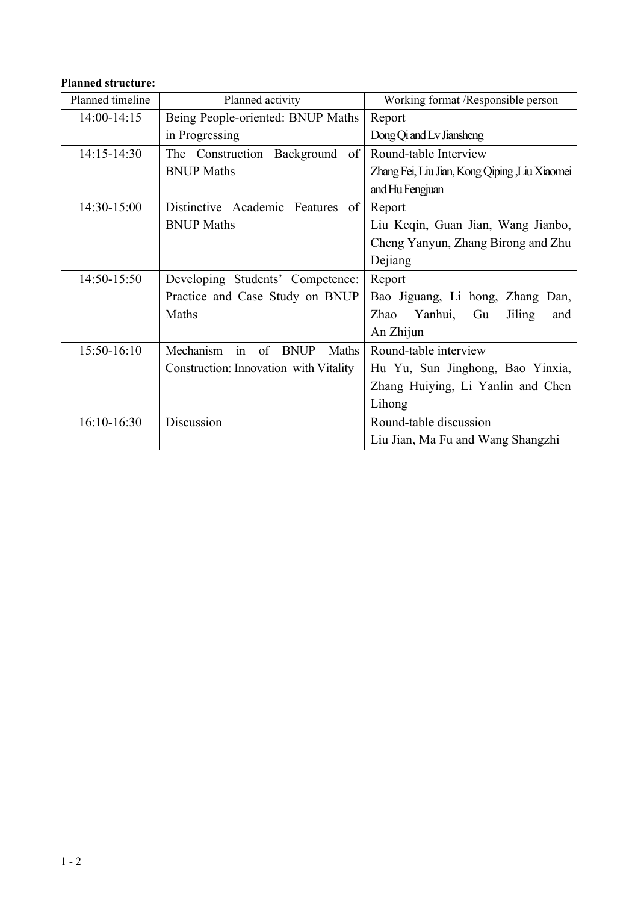**Planned structure:**

| Planned timeline | Planned activity | Working format /Responsible person |
|---|---|---|
| 14:00-14:15 | Being People-oriented: BNUP Maths in Progressing | Report<br>Dong Qi and Lv Jiansheng |
| 14:15-14:30 | The Construction Background of BNUP Maths | Round-table Interview<br>Zhang Fei, Liu Jian, Kong Qiping ,Liu Xiaomei and Hu Fengjuan |
| 14:30-15:00 | Distinctive Academic Features of BNUP Maths | Report<br>Liu Keqin, Guan Jian, Wang Jianbo, Cheng Yanyun, Zhang Birong and Zhu Dejiang |
| 14:50-15:50 | Developing Students' Competence: Practice and Case Study on BNUP Maths | Report<br>Bao Jiguang, Li hong, Zhang Dan, Zhao Yanhui, Gu Jiling and An Zhijun |
| 15:50-16:10 | Mechanism in of BNUP Maths Construction: Innovation with Vitality | Round-table interview<br>Hu Yu, Sun Jinghong, Bao Yinxia, Zhang Huiying, Li Yanlin and Chen Lihong |
| 16:10-16:30 | Discussion | Round-table discussion<br>Liu Jian, Ma Fu and Wang Shangzhi |